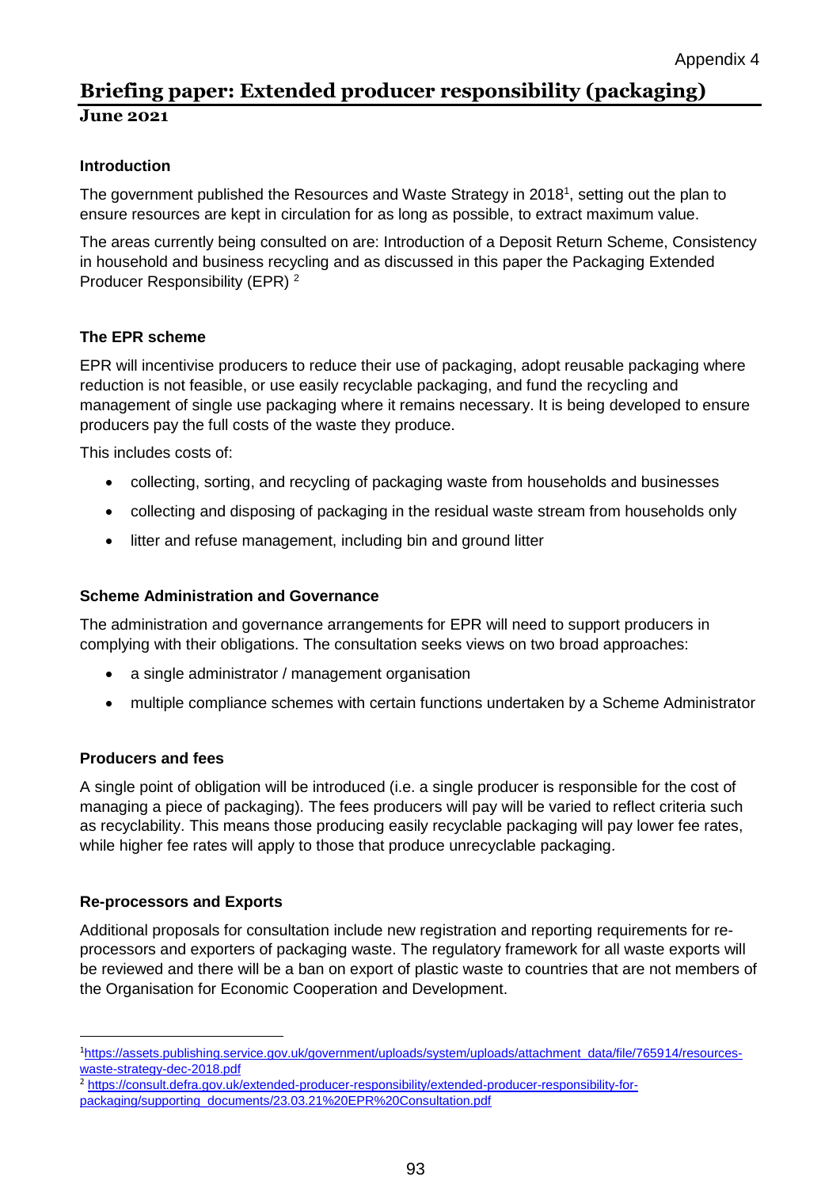Appendix 4

# Briefing paper: Extended producer responsibility (packaging)

**June 2021**

### Introduction

The government published the Resources and Waste Strategy in 2018[1], setting out the plan to ensure resources are kept in circulation for as long as possible, to extract maximum value.

The areas currently being consulted on are: Introduction of a Deposit Return Scheme, Consistency in household and business recycling and as discussed in this paper the Packaging Extended Producer Responsibility (EPR) [2]

### The EPR scheme

EPR will incentivise producers to reduce their use of packaging, adopt reusable packaging where reduction is not feasible, or use easily recyclable packaging, and fund the recycling and management of single use packaging where it remains necessary. It is being developed to ensure producers pay the full costs of the waste they produce.

This includes costs of:

- collecting, sorting, and recycling of packaging waste from households and businesses
- collecting and disposing of packaging in the residual waste stream from households only
- litter and refuse management, including bin and ground litter

### Scheme Administration and Governance

The administration and governance arrangements for EPR will need to support producers in complying with their obligations. The consultation seeks views on two broad approaches:

- a single administrator / management organisation
- multiple compliance schemes with certain functions undertaken by a Scheme Administrator

### Producers and fees

A single point of obligation will be introduced (i.e. a single producer is responsible for the cost of managing a piece of packaging). The fees producers will pay will be varied to reflect criteria such as recyclability. This means those producing easily recyclable packaging will pay lower fee rates, while higher fee rates will apply to those that produce unrecyclable packaging.

### Re-processors and Exports

Additional proposals for consultation include new registration and reporting requirements for re-processors and exporters of packaging waste. The regulatory framework for all waste exports will be reviewed and there will be a ban on export of plastic waste to countries that are not members of the Organisation for Economic Cooperation and Development.

---

[1] https://assets.publishing.service.gov.uk/government/uploads/system/uploads/attachment_data/file/765914/resources-waste-strategy-dec-2018.pdf

[2] https://consult.defra.gov.uk/extended-producer-responsibility/extended-producer-responsibility-for-packaging/supporting_documents/23.03.21%20EPR%20Consultation.pdf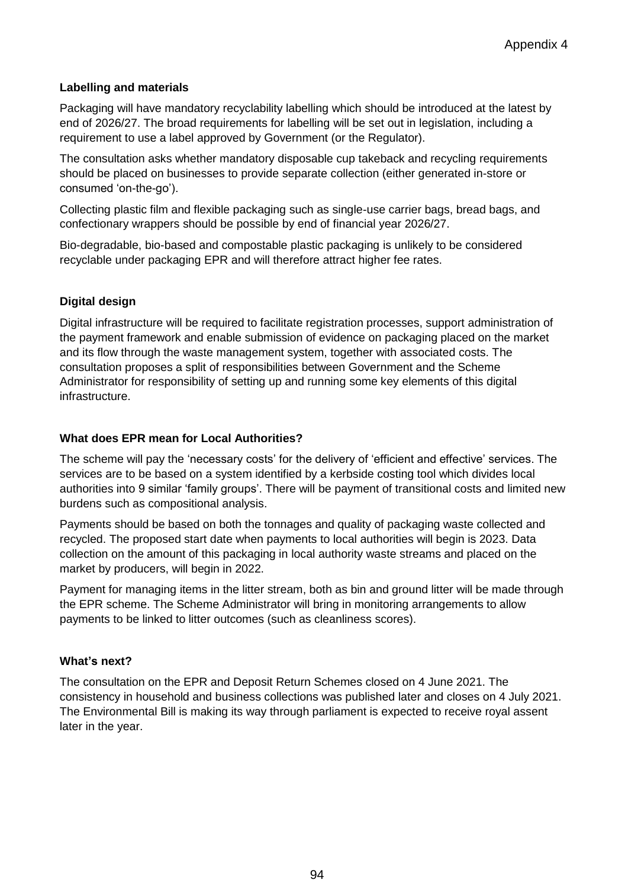### Labelling and materials

Packaging will have mandatory recyclability labelling which should be introduced at the latest by end of 2026/27. The broad requirements for labelling will be set out in legislation, including a requirement to use a label approved by Government (or the Regulator).

The consultation asks whether mandatory disposable cup takeback and recycling requirements should be placed on businesses to provide separate collection (either generated in-store or consumed 'on-the-go').

Collecting plastic film and flexible packaging such as single-use carrier bags, bread bags, and confectionary wrappers should be possible by end of financial year 2026/27.

Bio-degradable, bio-based and compostable plastic packaging is unlikely to be considered recyclable under packaging EPR and will therefore attract higher fee rates.

### Digital design

Digital infrastructure will be required to facilitate registration processes, support administration of the payment framework and enable submission of evidence on packaging placed on the market and its flow through the waste management system, together with associated costs. The consultation proposes a split of responsibilities between Government and the Scheme Administrator for responsibility of setting up and running some key elements of this digital infrastructure.

### What does EPR mean for Local Authorities?

The scheme will pay the 'necessary costs' for the delivery of 'efficient and effective' services. The services are to be based on a system identified by a kerbside costing tool which divides local authorities into 9 similar 'family groups'. There will be payment of transitional costs and limited new burdens such as compositional analysis.

Payments should be based on both the tonnages and quality of packaging waste collected and recycled. The proposed start date when payments to local authorities will begin is 2023. Data collection on the amount of this packaging in local authority waste streams and placed on the market by producers, will begin in 2022.

Payment for managing items in the litter stream, both as bin and ground litter will be made through the EPR scheme. The Scheme Administrator will bring in monitoring arrangements to allow payments to be linked to litter outcomes (such as cleanliness scores).

### What's next?

The consultation on the EPR and Deposit Return Schemes closed on 4 June 2021. The consistency in household and business collections was published later and closes on 4 July 2021. The Environmental Bill is making its way through parliament is expected to receive royal assent later in the year.